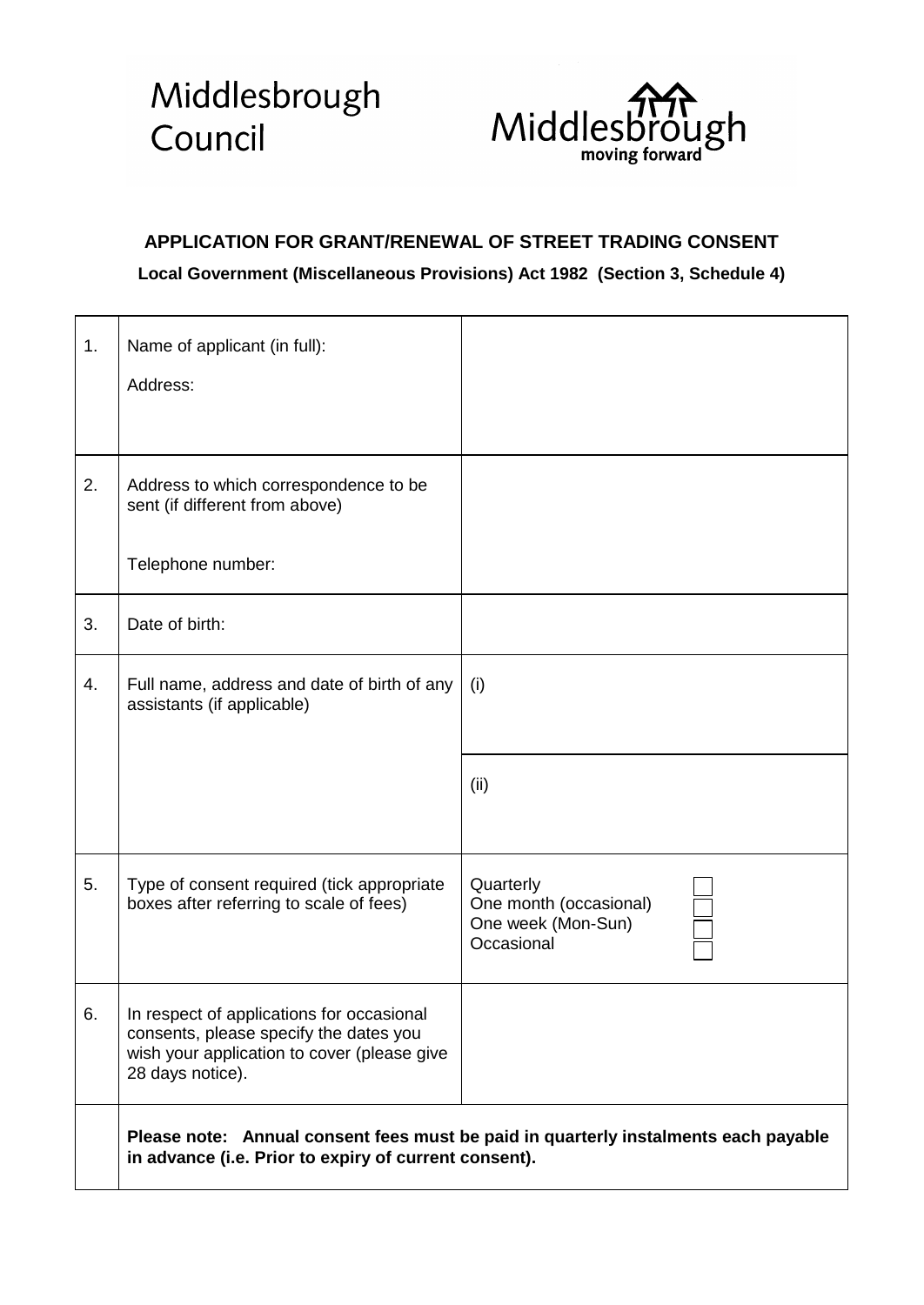Middlesbrough Council

Middlesbrough moving forward

## APPLICATION FOR GRANT/RENEWAL OF STREET TRADING CONSENT

**Local Government (Miscellaneous Provisions) Act 1982 (Section 3, Schedule 4)**

| | | |
|---|---|---|
| 1. | Name of applicant (in full):<br><br>Address: | |
| 2. | Address to which correspondence to be sent (if different from above)<br><br>Telephone number: | |
| 3. | Date of birth: | |
| 4. | Full name, address and date of birth of any assistants (if applicable) | (i) |
| | | (ii) |
| 5. | Type of consent required (tick appropriate boxes after referring to scale of fees) | Quarterly ☐<br>One month (occasional) ☐<br>One week (Mon-Sun) ☐<br>Occasional ☐ |
| 6. | In respect of applications for occasional consents, please specify the dates you wish your application to cover (please give 28 days notice). | |
| | **Please note: Annual consent fees must be paid in quarterly instalments each payable in advance (i.e. Prior to expiry of current consent).** | |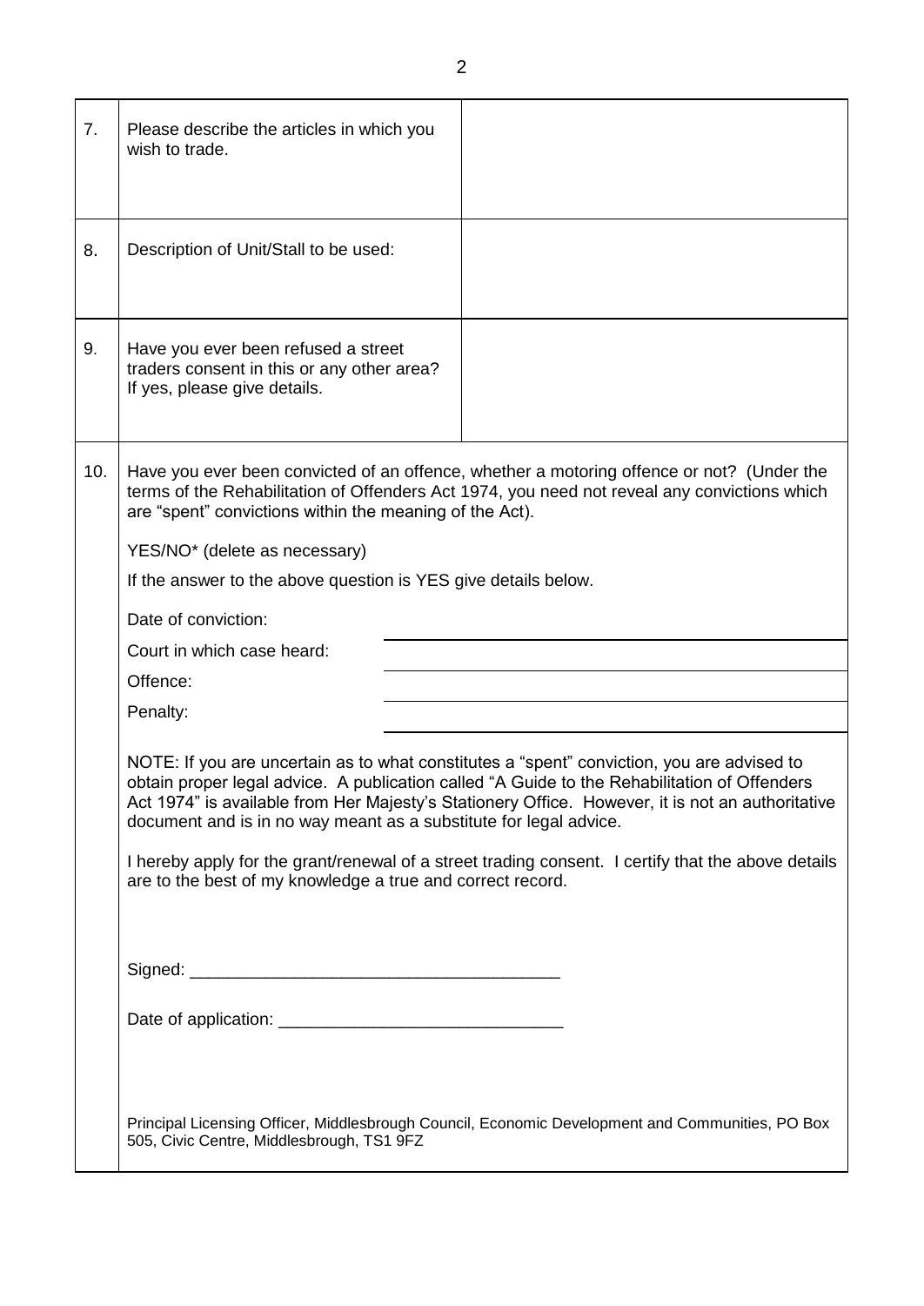| | | |
|---|---|---|
| 7. | Please describe the articles in which you wish to trade. | |
| 8. | Description of Unit/Stall to be used: | |
| 9. | Have you ever been refused a street traders consent in this or any other area? If yes, please give details. | |

10. Have you ever been convicted of an offence, whether a motoring offence or not? (Under the terms of the Rehabilitation of Offenders Act 1974, you need not reveal any convictions which are "spent" convictions within the meaning of the Act).

YES/NO* (delete as necessary)

If the answer to the above question is YES give details below.

| | |
|---|---|
| Date of conviction: | |
| Court in which case heard: | |
| Offence: | |
| Penalty: | |

NOTE: If you are uncertain as to what constitutes a "spent" conviction, you are advised to obtain proper legal advice. A publication called "A Guide to the Rehabilitation of Offenders Act 1974" is available from Her Majesty's Stationery Office. However, it is not an authoritative document and is in no way meant as a substitute for legal advice.

I hereby apply for the grant/renewal of a street trading consent. I certify that the above details are to the best of my knowledge a true and correct record.

Signed: ________________________________________

Date of application: ______________________________

Principal Licensing Officer, Middlesbrough Council, Economic Development and Communities, PO Box 505, Civic Centre, Middlesbrough, TS1 9FZ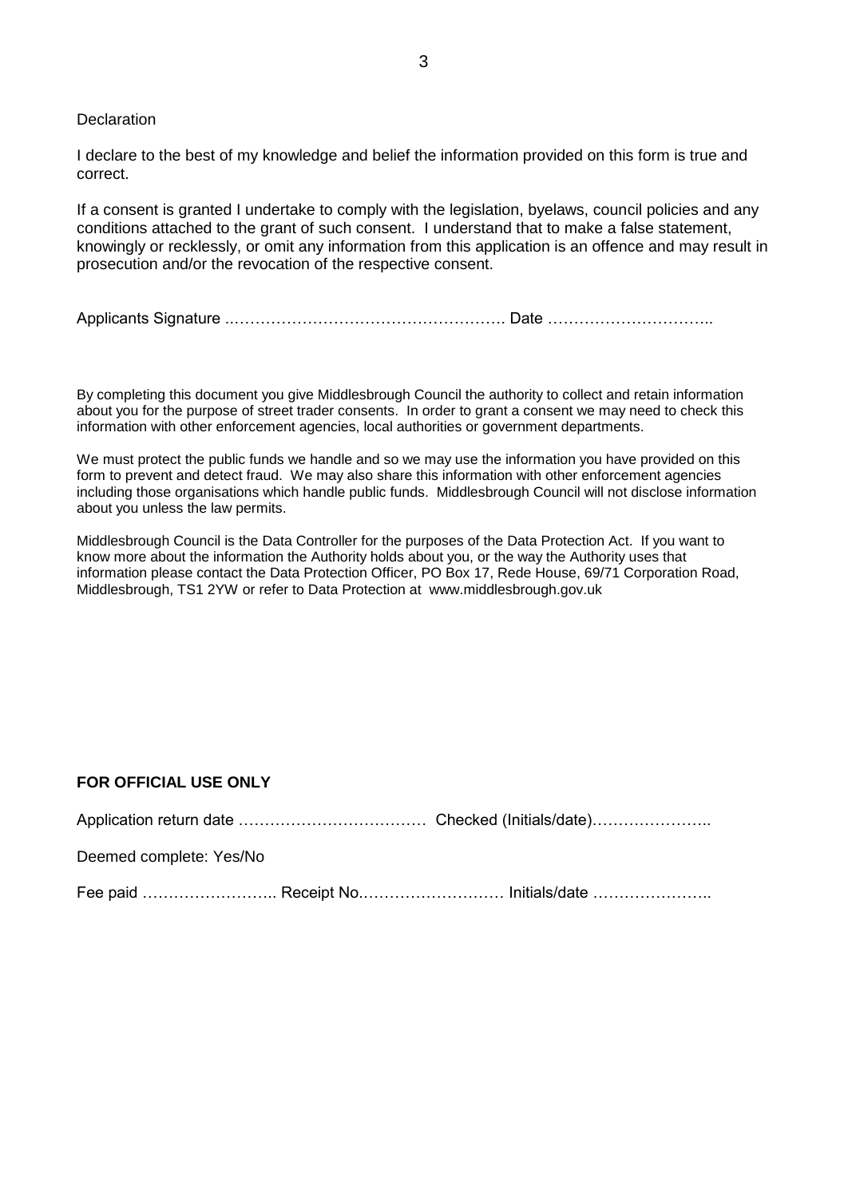Declaration

I declare to the best of my knowledge and belief the information provided on this form is true and correct.

If a consent is granted I undertake to comply with the legislation, byelaws, council policies and any conditions attached to the grant of such consent. I understand that to make a false statement, knowingly or recklessly, or omit any information from this application is an offence and may result in prosecution and/or the revocation of the respective consent.

Applicants Signature ..……………………………………………. Date …………………………..

By completing this document you give Middlesbrough Council the authority to collect and retain information about you for the purpose of street trader consents. In order to grant a consent we may need to check this information with other enforcement agencies, local authorities or government departments.

We must protect the public funds we handle and so we may use the information you have provided on this form to prevent and detect fraud. We may also share this information with other enforcement agencies including those organisations which handle public funds. Middlesbrough Council will not disclose information about you unless the law permits.

Middlesbrough Council is the Data Controller for the purposes of the Data Protection Act. If you want to know more about the information the Authority holds about you, or the way the Authority uses that information please contact the Data Protection Officer, PO Box 17, Rede House, 69/71 Corporation Road, Middlesbrough, TS1 2YW or refer to Data Protection at www.middlesbrough.gov.uk

**FOR OFFICIAL USE ONLY**

Application return date ……………………………… Checked (Initials/date)…………………..

Deemed complete: Yes/No

Fee paid …………………….. Receipt No.……………………… Initials/date …………………..